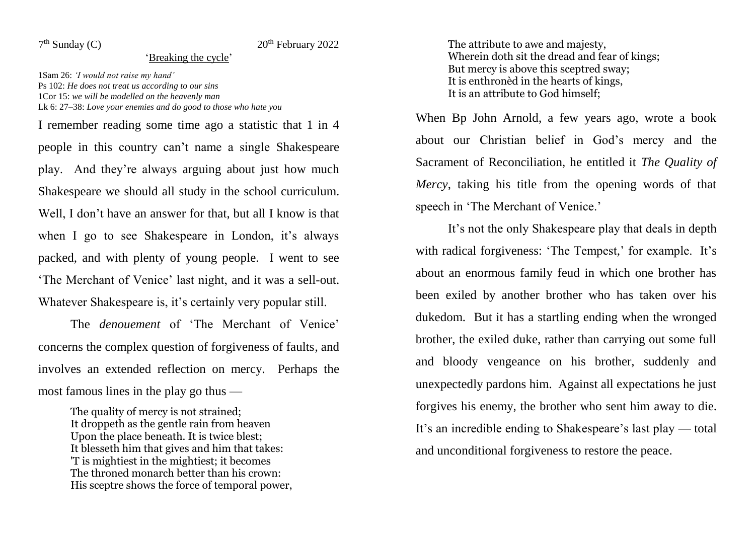7th Sunday (C) 20th February 2022

## 'Breaking the cycle'

1Sam 26: *'I would not raise my hand'*
Ps 102: *He does not treat us according to our sins*
1Cor 15: *we will be modelled on the heavenly man*
Lk 6: 27–38: *Love your enemies and do good to those who hate you*

I remember reading some time ago a statistic that 1 in 4 people in this country can't name a single Shakespeare play. And they're always arguing about just how much Shakespeare we should all study in the school curriculum. Well, I don't have an answer for that, but all I know is that when I go to see Shakespeare in London, it's always packed, and with plenty of young people. I went to see 'The Merchant of Venice' last night, and it was a sell-out. Whatever Shakespeare is, it's certainly very popular still.

The *denouement* of 'The Merchant of Venice' concerns the complex question of forgiveness of faults, and involves an extended reflection on mercy. Perhaps the most famous lines in the play go thus —

> The quality of mercy is not strained;
> It droppeth as the gentle rain from heaven
> Upon the place beneath. It is twice blest;
> It blesseth him that gives and him that takes:
> 'T is mightiest in the mightiest; it becomes
> The throned monarch better than his crown:
> His sceptre shows the force of temporal power,
> The attribute to awe and majesty,
> Wherein doth sit the dread and fear of kings;
> But mercy is above this sceptred sway;
> It is enthronèd in the hearts of kings,
> It is an attribute to God himself;

When Bp John Arnold, a few years ago, wrote a book about our Christian belief in God's mercy and the Sacrament of Reconciliation, he entitled it *The Quality of Mercy*, taking his title from the opening words of that speech in 'The Merchant of Venice.'

It's not the only Shakespeare play that deals in depth with radical forgiveness: 'The Tempest,' for example. It's about an enormous family feud in which one brother has been exiled by another brother who has taken over his dukedom. But it has a startling ending when the wronged brother, the exiled duke, rather than carrying out some full and bloody vengeance on his brother, suddenly and unexpectedly pardons him. Against all expectations he just forgives his enemy, the brother who sent him away to die. It's an incredible ending to Shakespeare's last play — total and unconditional forgiveness to restore the peace.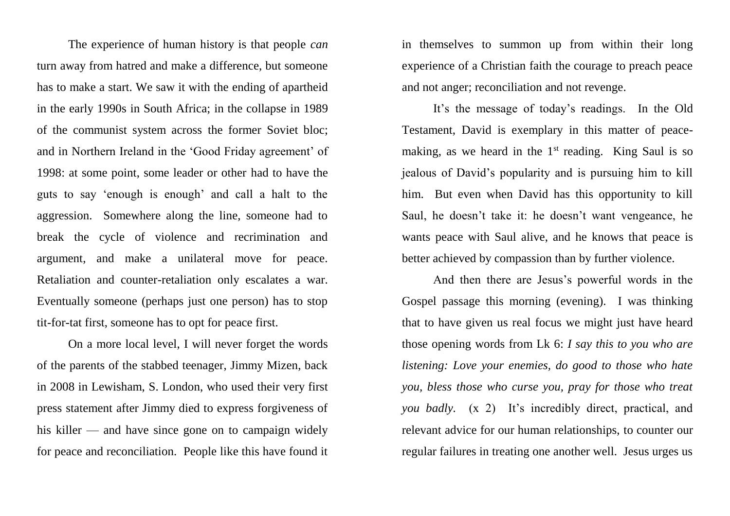The experience of human history is that people *can* turn away from hatred and make a difference, but someone has to make a start. We saw it with the ending of apartheid in the early 1990s in South Africa; in the collapse in 1989 of the communist system across the former Soviet bloc; and in Northern Ireland in the 'Good Friday agreement' of 1998: at some point, some leader or other had to have the guts to say 'enough is enough' and call a halt to the aggression. Somewhere along the line, someone had to break the cycle of violence and recrimination and argument, and make a unilateral move for peace. Retaliation and counter-retaliation only escalates a war. Eventually someone (perhaps just one person) has to stop tit-for-tat first, someone has to opt for peace first.

On a more local level, I will never forget the words of the parents of the stabbed teenager, Jimmy Mizen, back in 2008 in Lewisham, S. London, who used their very first press statement after Jimmy died to express forgiveness of his killer — and have since gone on to campaign widely for peace and reconciliation. People like this have found it in themselves to summon up from within their long experience of a Christian faith the courage to preach peace and not anger; reconciliation and not revenge.

It's the message of today's readings. In the Old Testament, David is exemplary in this matter of peace-making, as we heard in the 1st reading. King Saul is so jealous of David's popularity and is pursuing him to kill him. But even when David has this opportunity to kill Saul, he doesn't take it: he doesn't want vengeance, he wants peace with Saul alive, and he knows that peace is better achieved by compassion than by further violence.

And then there are Jesus's powerful words in the Gospel passage this morning (evening). I was thinking that to have given us real focus we might just have heard those opening words from Lk 6: *I say this to you who are listening: Love your enemies, do good to those who hate you, bless those who curse you, pray for those who treat you badly.* (x 2) It's incredibly direct, practical, and relevant advice for our human relationships, to counter our regular failures in treating one another well. Jesus urges us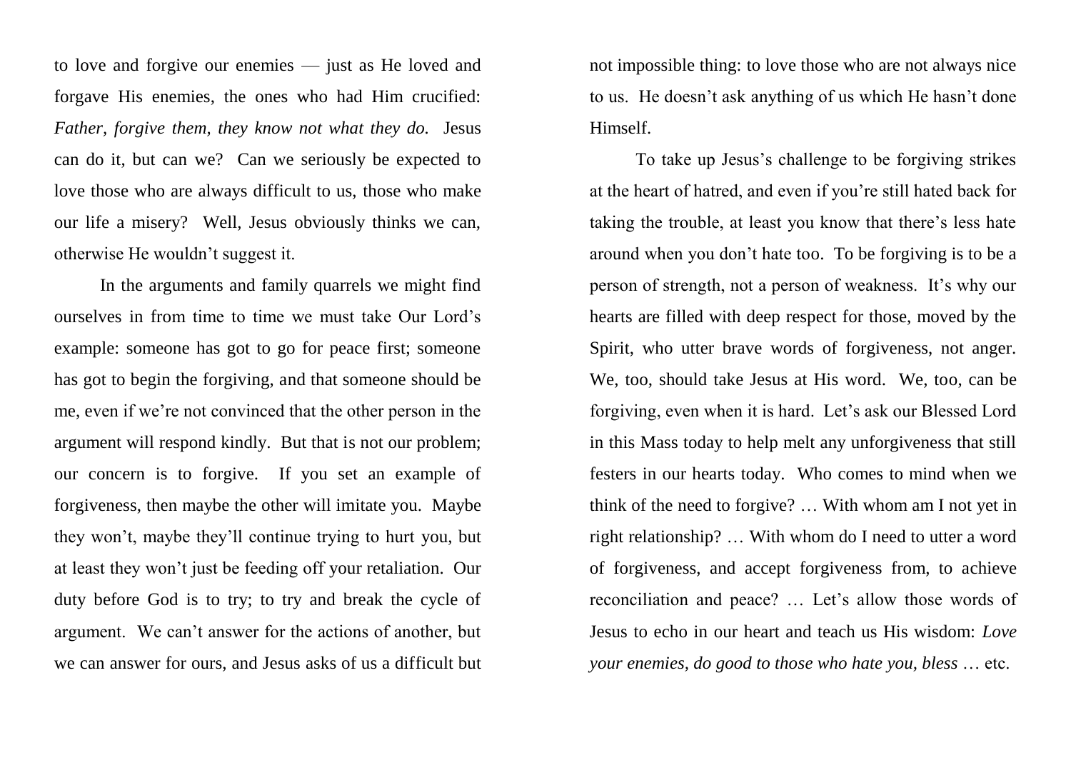to love and forgive our enemies — just as He loved and forgave His enemies, the ones who had Him crucified: *Father, forgive them, they know not what they do.* Jesus can do it, but can we? Can we seriously be expected to love those who are always difficult to us, those who make our life a misery? Well, Jesus obviously thinks we can, otherwise He wouldn't suggest it.

In the arguments and family quarrels we might find ourselves in from time to time we must take Our Lord's example: someone has got to go for peace first; someone has got to begin the forgiving, and that someone should be me, even if we're not convinced that the other person in the argument will respond kindly. But that is not our problem; our concern is to forgive. If you set an example of forgiveness, then maybe the other will imitate you. Maybe they won't, maybe they'll continue trying to hurt you, but at least they won't just be feeding off your retaliation. Our duty before God is to try; to try and break the cycle of argument. We can't answer for the actions of another, but we can answer for ours, and Jesus asks of us a difficult but not impossible thing: to love those who are not always nice to us. He doesn't ask anything of us which He hasn't done Himself.

To take up Jesus's challenge to be forgiving strikes at the heart of hatred, and even if you're still hated back for taking the trouble, at least you know that there's less hate around when you don't hate too. To be forgiving is to be a person of strength, not a person of weakness. It's why our hearts are filled with deep respect for those, moved by the Spirit, who utter brave words of forgiveness, not anger. We, too, should take Jesus at His word. We, too, can be forgiving, even when it is hard. Let's ask our Blessed Lord in this Mass today to help melt any unforgiveness that still festers in our hearts today. Who comes to mind when we think of the need to forgive? … With whom am I not yet in right relationship? … With whom do I need to utter a word of forgiveness, and accept forgiveness from, to achieve reconciliation and peace? … Let's allow those words of Jesus to echo in our heart and teach us His wisdom: *Love your enemies, do good to those who hate you, bless* … etc.